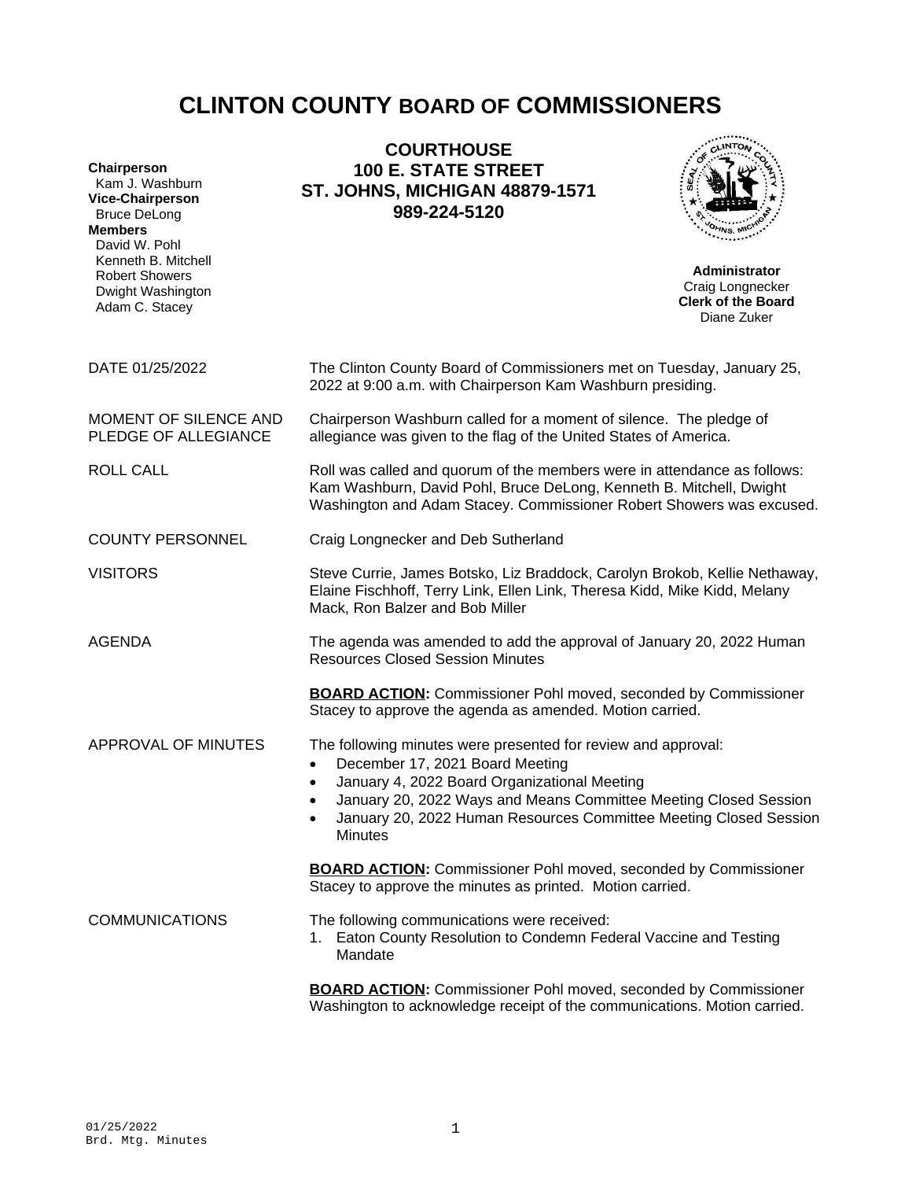# CLINTON COUNTY BOARD OF COMMISSIONERS

**COURTHOUSE**
**100 E. STATE STREET**
**ST. JOHNS, MICHIGAN 48879-1571**
**989-224-5120**

**Chairperson**
Kam J. Washburn
**Vice-Chairperson**
Bruce DeLong
**Members**
David W. Pohl
Kenneth B. Mitchell
Robert Showers
Dwight Washington
Adam C. Stacey

**Administrator**
Craig Longnecker
**Clerk of the Board**
Diane Zuker

DATE 01/25/2022 — The Clinton County Board of Commissioners met on Tuesday, January 25, 2022 at 9:00 a.m. with Chairperson Kam Washburn presiding.

MOMENT OF SILENCE AND PLEDGE OF ALLEGIANCE — Chairperson Washburn called for a moment of silence. The pledge of allegiance was given to the flag of the United States of America.

ROLL CALL — Roll was called and quorum of the members were in attendance as follows: Kam Washburn, David Pohl, Bruce DeLong, Kenneth B. Mitchell, Dwight Washington and Adam Stacey. Commissioner Robert Showers was excused.

COUNTY PERSONNEL — Craig Longnecker and Deb Sutherland

VISITORS — Steve Currie, James Botsko, Liz Braddock, Carolyn Brokob, Kellie Nethaway, Elaine Fischhoff, Terry Link, Ellen Link, Theresa Kidd, Mike Kidd, Melany Mack, Ron Balzer and Bob Miller

AGENDA — The agenda was amended to add the approval of January 20, 2022 Human Resources Closed Session Minutes

**BOARD ACTION:** Commissioner Pohl moved, seconded by Commissioner Stacey to approve the agenda as amended. Motion carried.

APPROVAL OF MINUTES — The following minutes were presented for review and approval:

- December 17, 2021 Board Meeting
- January 4, 2022 Board Organizational Meeting
- January 20, 2022 Ways and Means Committee Meeting Closed Session
- January 20, 2022 Human Resources Committee Meeting Closed Session Minutes

**BOARD ACTION:** Commissioner Pohl moved, seconded by Commissioner Stacey to approve the minutes as printed. Motion carried.

COMMUNICATIONS — The following communications were received:

1. Eaton County Resolution to Condemn Federal Vaccine and Testing Mandate

**BOARD ACTION:** Commissioner Pohl moved, seconded by Commissioner Washington to acknowledge receipt of the communications. Motion carried.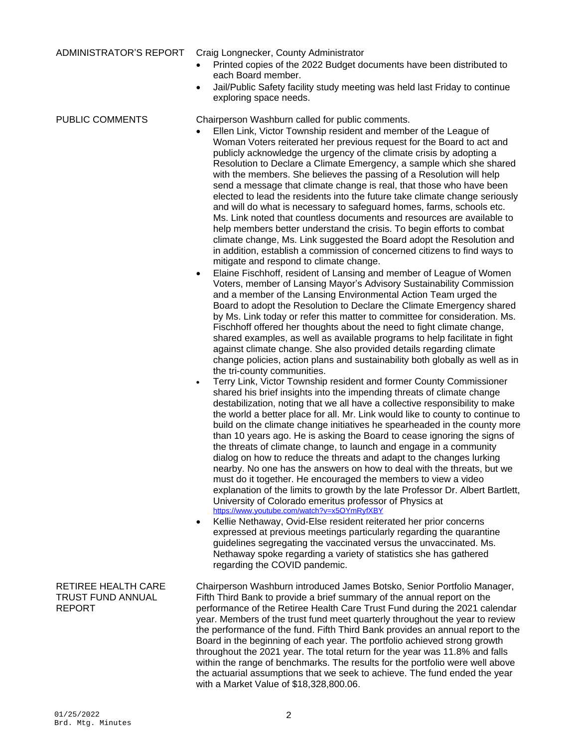**ADMINISTRATOR'S REPORT**

Craig Longnecker, County Administrator

- Printed copies of the 2022 Budget documents have been distributed to each Board member.
- Jail/Public Safety facility study meeting was held last Friday to continue exploring space needs.

**PUBLIC COMMENTS**

Chairperson Washburn called for public comments.

- Ellen Link, Victor Township resident and member of the League of Woman Voters reiterated her previous request for the Board to act and publicly acknowledge the urgency of the climate crisis by adopting a Resolution to Declare a Climate Emergency, a sample which she shared with the members. She believes the passing of a Resolution will help send a message that climate change is real, that those who have been elected to lead the residents into the future take climate change seriously and will do what is necessary to safeguard homes, farms, schools etc. Ms. Link noted that countless documents and resources are available to help members better understand the crisis. To begin efforts to combat climate change, Ms. Link suggested the Board adopt the Resolution and in addition, establish a commission of concerned citizens to find ways to mitigate and respond to climate change.
- Elaine Fischhoff, resident of Lansing and member of League of Women Voters, member of Lansing Mayor's Advisory Sustainability Commission and a member of the Lansing Environmental Action Team urged the Board to adopt the Resolution to Declare the Climate Emergency shared by Ms. Link today or refer this matter to committee for consideration. Ms. Fischhoff offered her thoughts about the need to fight climate change, shared examples, as well as available programs to help facilitate in fight against climate change. She also provided details regarding climate change policies, action plans and sustainability both globally as well as in the tri-county communities.
- Terry Link, Victor Township resident and former County Commissioner shared his brief insights into the impending threats of climate change destabilization, noting that we all have a collective responsibility to make the world a better place for all. Mr. Link would like to county to continue to build on the climate change initiatives he spearheaded in the county more than 10 years ago. He is asking the Board to cease ignoring the signs of the threats of climate change, to launch and engage in a community dialog on how to reduce the threats and adapt to the changes lurking nearby. No one has the answers on how to deal with the threats, but we must do it together. He encouraged the members to view a video explanation of the limits to growth by the late Professor Dr. Albert Bartlett, University of Colorado emeritus professor of Physics at https://www.youtube.com/watch?v=x5OYmRyfXBY
- Kellie Nethaway, Ovid-Else resident reiterated her prior concerns expressed at previous meetings particularly regarding the quarantine guidelines segregating the vaccinated versus the unvaccinated. Ms. Nethaway spoke regarding a variety of statistics she has gathered regarding the COVID pandemic.

**RETIREE HEALTH CARE TRUST FUND ANNUAL REPORT**

Chairperson Washburn introduced James Botsko, Senior Portfolio Manager, Fifth Third Bank to provide a brief summary of the annual report on the performance of the Retiree Health Care Trust Fund during the 2021 calendar year. Members of the trust fund meet quarterly throughout the year to review the performance of the fund. Fifth Third Bank provides an annual report to the Board in the beginning of each year. The portfolio achieved strong growth throughout the 2021 year. The total return for the year was 11.8% and falls within the range of benchmarks. The results for the portfolio were well above the actuarial assumptions that we seek to achieve. The fund ended the year with a Market Value of $18,328,800.06.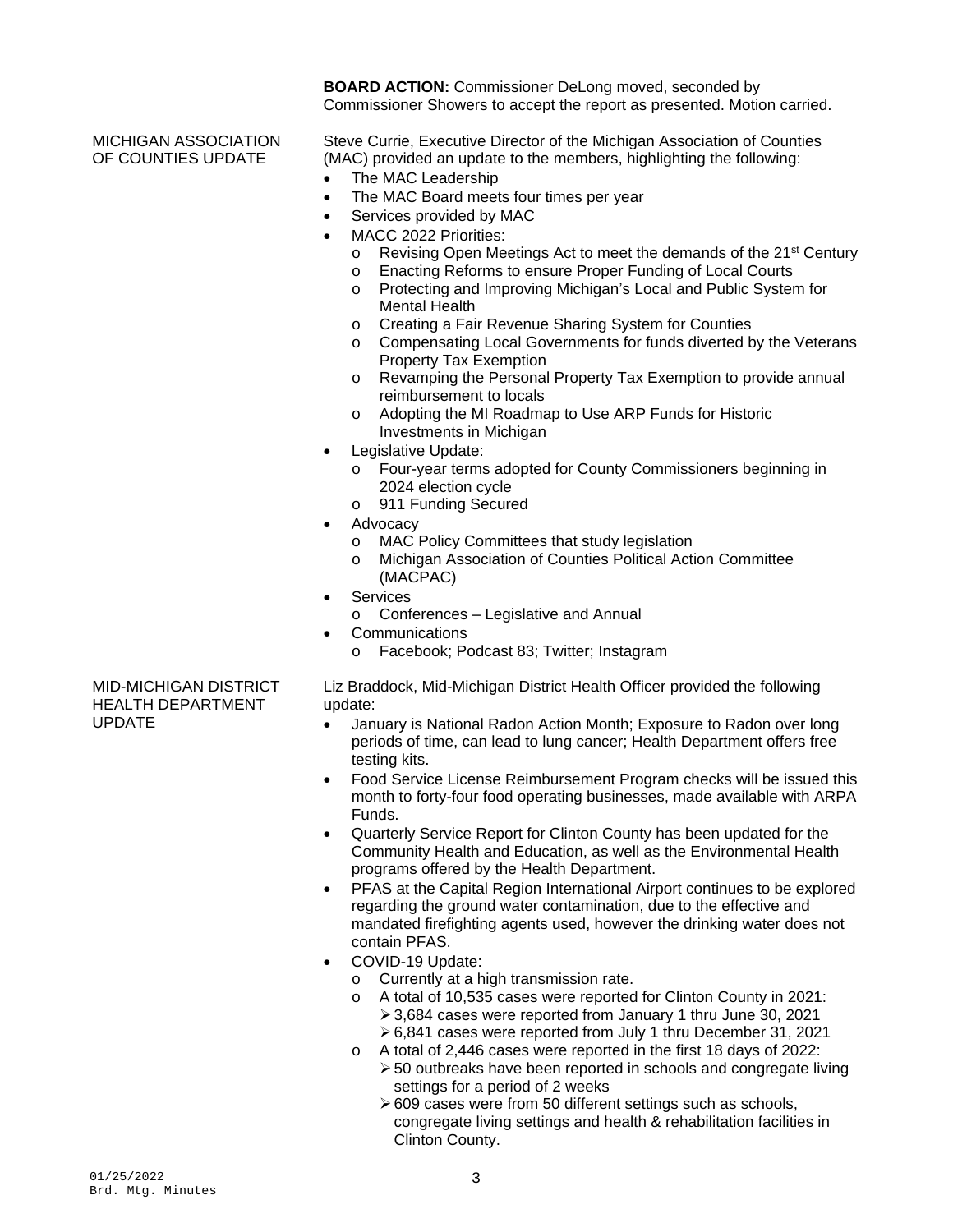**BOARD ACTION:** Commissioner DeLong moved, seconded by Commissioner Showers to accept the report as presented. Motion carried.

MICHIGAN ASSOCIATION OF COUNTIES UPDATE

Steve Currie, Executive Director of the Michigan Association of Counties (MAC) provided an update to the members, highlighting the following:

- The MAC Leadership
- The MAC Board meets four times per year
- Services provided by MAC
- MACC 2022 Priorities:
  - Revising Open Meetings Act to meet the demands of the 21st Century
  - Enacting Reforms to ensure Proper Funding of Local Courts
  - Protecting and Improving Michigan's Local and Public System for Mental Health
  - Creating a Fair Revenue Sharing System for Counties
  - Compensating Local Governments for funds diverted by the Veterans Property Tax Exemption
  - Revamping the Personal Property Tax Exemption to provide annual reimbursement to locals
  - Adopting the MI Roadmap to Use ARP Funds for Historic Investments in Michigan
- Legislative Update:
  - Four-year terms adopted for County Commissioners beginning in 2024 election cycle
  - 911 Funding Secured
- Advocacy
  - MAC Policy Committees that study legislation
  - Michigan Association of Counties Political Action Committee (MACPAC)
- Services
  - Conferences – Legislative and Annual
- Communications
  - Facebook; Podcast 83; Twitter; Instagram

MID-MICHIGAN DISTRICT HEALTH DEPARTMENT UPDATE

Liz Braddock, Mid-Michigan District Health Officer provided the following update:

- January is National Radon Action Month; Exposure to Radon over long periods of time, can lead to lung cancer; Health Department offers free testing kits.
- Food Service License Reimbursement Program checks will be issued this month to forty-four food operating businesses, made available with ARPA Funds.
- Quarterly Service Report for Clinton County has been updated for the Community Health and Education, as well as the Environmental Health programs offered by the Health Department.
- PFAS at the Capital Region International Airport continues to be explored regarding the ground water contamination, due to the effective and mandated firefighting agents used, however the drinking water does not contain PFAS.
- COVID-19 Update:
  - Currently at a high transmission rate.
  - A total of 10,535 cases were reported for Clinton County in 2021:
    - 3,684 cases were reported from January 1 thru June 30, 2021
    - 6,841 cases were reported from July 1 thru December 31, 2021
  - A total of 2,446 cases were reported in the first 18 days of 2022:
    - 50 outbreaks have been reported in schools and congregate living settings for a period of 2 weeks
    - 609 cases were from 50 different settings such as schools, congregate living settings and health & rehabilitation facilities in Clinton County.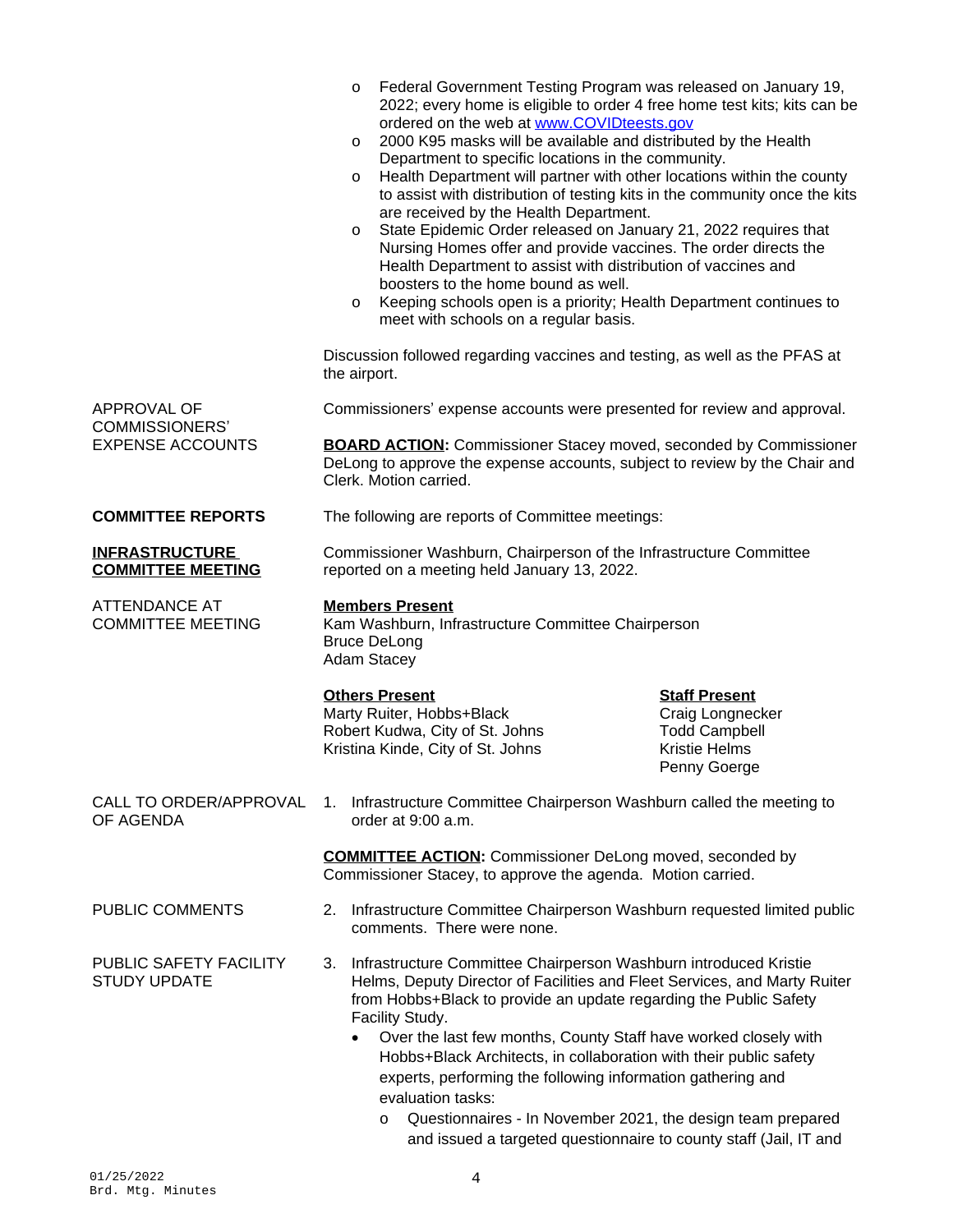- Federal Government Testing Program was released on January 19, 2022; every home is eligible to order 4 free home test kits; kits can be ordered on the web at [www.COVIDteests.gov](www.COVIDteests.gov)
- 2000 K95 masks will be available and distributed by the Health Department to specific locations in the community.
- Health Department will partner with other locations within the county to assist with distribution of testing kits in the community once the kits are received by the Health Department.
- State Epidemic Order released on January 21, 2022 requires that Nursing Homes offer and provide vaccines. The order directs the Health Department to assist with distribution of vaccines and boosters to the home bound as well.
- Keeping schools open is a priority; Health Department continues to meet with schools on a regular basis.

Discussion followed regarding vaccines and testing, as well as the PFAS at the airport.

APPROVAL OF COMMISSIONERS' EXPENSE ACCOUNTS

Commissioners' expense accounts were presented for review and approval.

**BOARD ACTION:** Commissioner Stacey moved, seconded by Commissioner DeLong to approve the expense accounts, subject to review by the Chair and Clerk. Motion carried.

**COMMITTEE REPORTS**

The following are reports of Committee meetings:

**INFRASTRUCTURE COMMITTEE MEETING**

Commissioner Washburn, Chairperson of the Infrastructure Committee reported on a meeting held January 13, 2022.

ATTENDANCE AT COMMITTEE MEETING

**Members Present**
Kam Washburn, Infrastructure Committee Chairperson
Bruce DeLong
Adam Stacey

**Others Present**
Marty Ruiter, Hobbs+Black
Robert Kudwa, City of St. Johns
Kristina Kinde, City of St. Johns

**Staff Present**
Craig Longnecker
Todd Campbell
Kristie Helms
Penny Goerge

CALL TO ORDER/APPROVAL OF AGENDA

1. Infrastructure Committee Chairperson Washburn called the meeting to order at 9:00 a.m.

**COMMITTEE ACTION:** Commissioner DeLong moved, seconded by Commissioner Stacey, to approve the agenda. Motion carried.

PUBLIC COMMENTS

2. Infrastructure Committee Chairperson Washburn requested limited public comments. There were none.

PUBLIC SAFETY FACILITY STUDY UPDATE

3. Infrastructure Committee Chairperson Washburn introduced Kristie Helms, Deputy Director of Facilities and Fleet Services, and Marty Ruiter from Hobbs+Black to provide an update regarding the Public Safety Facility Study.
   - Over the last few months, County Staff have worked closely with Hobbs+Black Architects, in collaboration with their public safety experts, performing the following information gathering and evaluation tasks:
     - Questionnaires - In November 2021, the design team prepared and issued a targeted questionnaire to county staff (Jail, IT and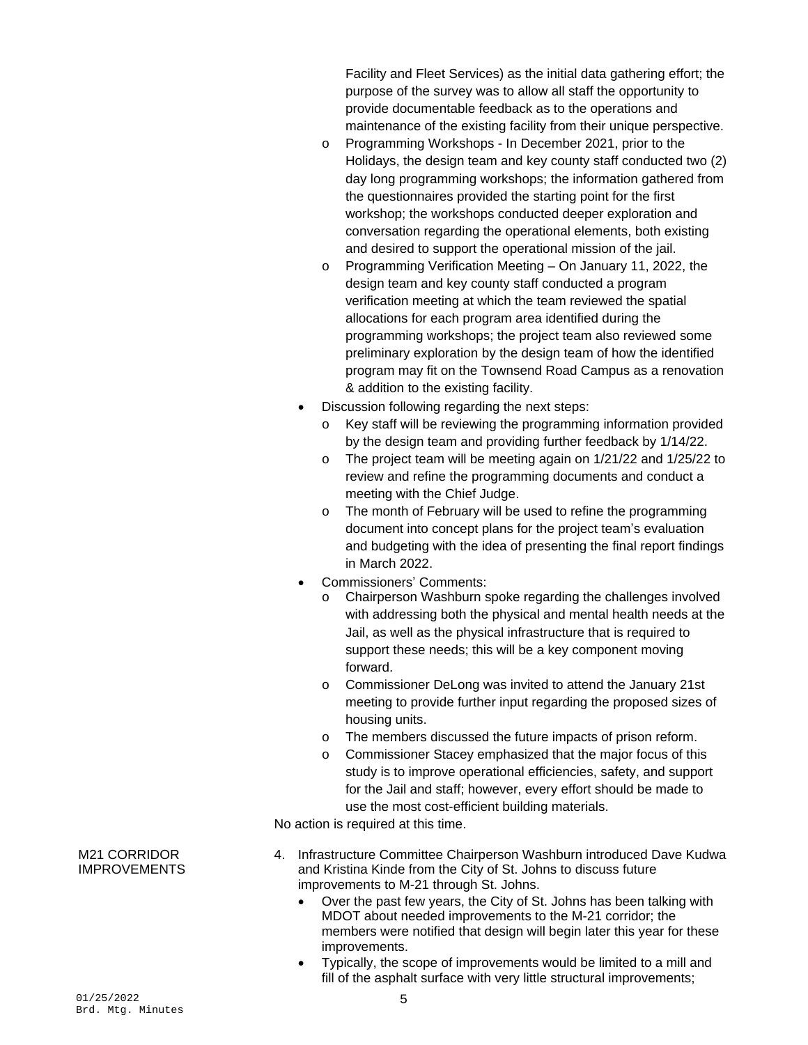Facility and Fleet Services) as the initial data gathering effort; the purpose of the survey was to allow all staff the opportunity to provide documentable feedback as to the operations and maintenance of the existing facility from their unique perspective.

- Programming Workshops - In December 2021, prior to the Holidays, the design team and key county staff conducted two (2) day long programming workshops; the information gathered from the questionnaires provided the starting point for the first workshop; the workshops conducted deeper exploration and conversation regarding the operational elements, both existing and desired to support the operational mission of the jail.
- Programming Verification Meeting – On January 11, 2022, the design team and key county staff conducted a program verification meeting at which the team reviewed the spatial allocations for each program area identified during the programming workshops; the project team also reviewed some preliminary exploration by the design team of how the identified program may fit on the Townsend Road Campus as a renovation & addition to the existing facility.

- Discussion following regarding the next steps:
  - Key staff will be reviewing the programming information provided by the design team and providing further feedback by 1/14/22.
  - The project team will be meeting again on 1/21/22 and 1/25/22 to review and refine the programming documents and conduct a meeting with the Chief Judge.
  - The month of February will be used to refine the programming document into concept plans for the project team's evaluation and budgeting with the idea of presenting the final report findings in March 2022.
- Commissioners' Comments:
  - Chairperson Washburn spoke regarding the challenges involved with addressing both the physical and mental health needs at the Jail, as well as the physical infrastructure that is required to support these needs; this will be a key component moving forward.
  - Commissioner DeLong was invited to attend the January 21st meeting to provide further input regarding the proposed sizes of housing units.
  - The members discussed the future impacts of prison reform.
  - Commissioner Stacey emphasized that the major focus of this study is to improve operational efficiencies, safety, and support for the Jail and staff; however, every effort should be made to use the most cost-efficient building materials.

No action is required at this time.

M21 CORRIDOR IMPROVEMENTS

4. Infrastructure Committee Chairperson Washburn introduced Dave Kudwa and Kristina Kinde from the City of St. Johns to discuss future improvements to M-21 through St. Johns.
   - Over the past few years, the City of St. Johns has been talking with MDOT about needed improvements to the M-21 corridor; the members were notified that design will begin later this year for these improvements.
   - Typically, the scope of improvements would be limited to a mill and fill of the asphalt surface with very little structural improvements;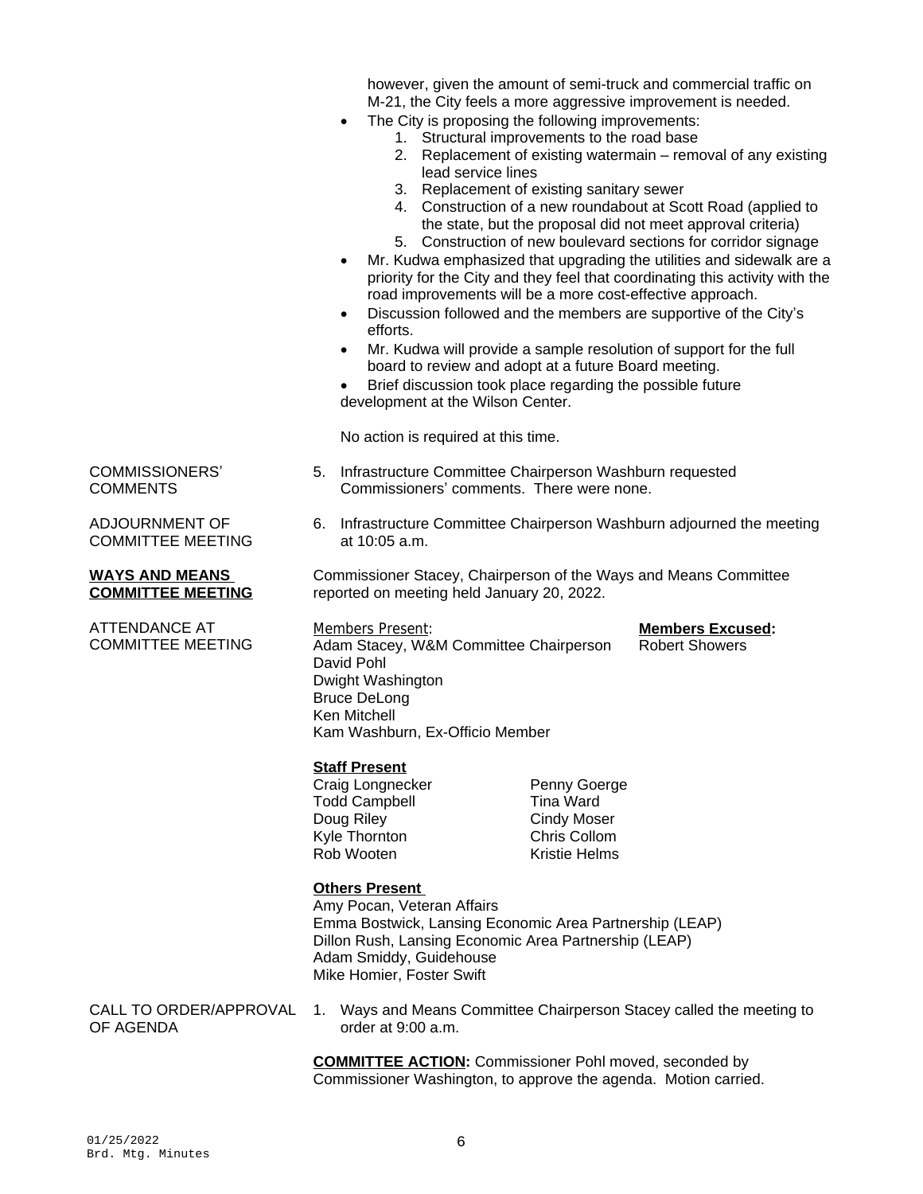however, given the amount of semi-truck and commercial traffic on M-21, the City feels a more aggressive improvement is needed.

- The City is proposing the following improvements:
  1. Structural improvements to the road base
  2. Replacement of existing watermain – removal of any existing lead service lines
  3. Replacement of existing sanitary sewer
  4. Construction of a new roundabout at Scott Road (applied to the state, but the proposal did not meet approval criteria)
  5. Construction of new boulevard sections for corridor signage
- Mr. Kudwa emphasized that upgrading the utilities and sidewalk are a priority for the City and they feel that coordinating this activity with the road improvements will be a more cost-effective approach.
- Discussion followed and the members are supportive of the City's efforts.
- Mr. Kudwa will provide a sample resolution of support for the full board to review and adopt at a future Board meeting.
- Brief discussion took place regarding the possible future development at the Wilson Center.

No action is required at this time.

COMMISSIONERS' COMMENTS

5. Infrastructure Committee Chairperson Washburn requested Commissioners' comments. There were none.

ADJOURNMENT OF COMMITTEE MEETING

6. Infrastructure Committee Chairperson Washburn adjourned the meeting at 10:05 a.m.

**WAYS AND MEANS COMMITTEE MEETING**

Commissioner Stacey, Chairperson of the Ways and Means Committee reported on meeting held January 20, 2022.

ATTENDANCE AT COMMITTEE MEETING

Members Present:
Adam Stacey, W&M Committee Chairperson
David Pohl
Dwight Washington
Bruce DeLong
Ken Mitchell
Kam Washburn, Ex-Officio Member

**Members Excused:**
Robert Showers

**Staff Present**

| | |
|---|---|
| Craig Longnecker | Penny Goerge |
| Todd Campbell | Tina Ward |
| Doug Riley | Cindy Moser |
| Kyle Thornton | Chris Collom |
| Rob Wooten | Kristie Helms |

**Others Present**
Amy Pocan, Veteran Affairs
Emma Bostwick, Lansing Economic Area Partnership (LEAP)
Dillon Rush, Lansing Economic Area Partnership (LEAP)
Adam Smiddy, Guidehouse
Mike Homier, Foster Swift

CALL TO ORDER/APPROVAL OF AGENDA

1. Ways and Means Committee Chairperson Stacey called the meeting to order at 9:00 a.m.

**COMMITTEE ACTION:** Commissioner Pohl moved, seconded by Commissioner Washington, to approve the agenda. Motion carried.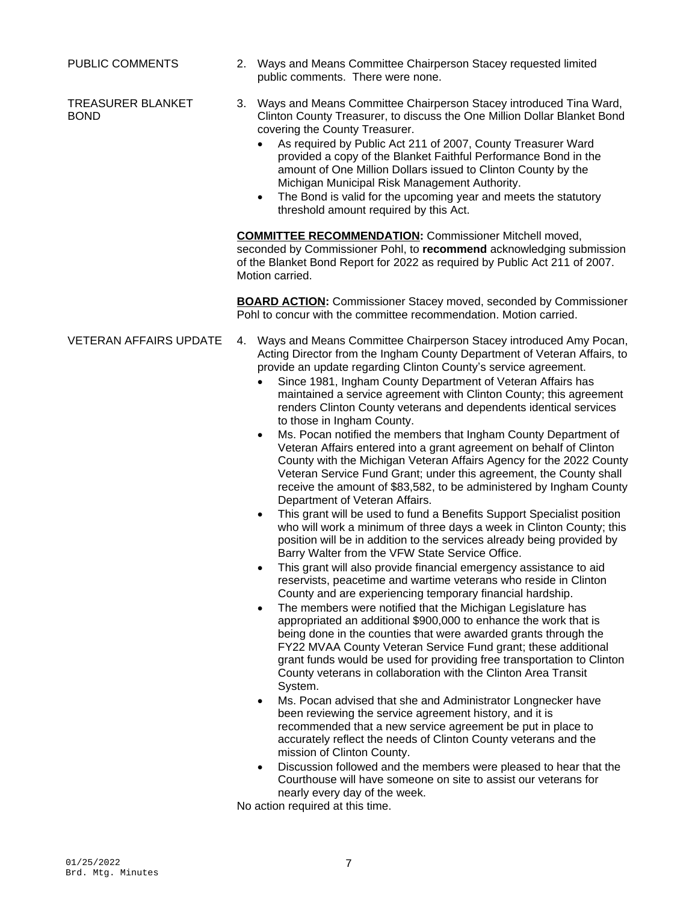PUBLIC COMMENTS

2. Ways and Means Committee Chairperson Stacey requested limited public comments. There were none.

TREASURER BLANKET BOND

3. Ways and Means Committee Chairperson Stacey introduced Tina Ward, Clinton County Treasurer, to discuss the One Million Dollar Blanket Bond covering the County Treasurer.
   - As required by Public Act 211 of 2007, County Treasurer Ward provided a copy of the Blanket Faithful Performance Bond in the amount of One Million Dollars issued to Clinton County by the Michigan Municipal Risk Management Authority.
   - The Bond is valid for the upcoming year and meets the statutory threshold amount required by this Act.

   **COMMITTEE RECOMMENDATION:** Commissioner Mitchell moved, seconded by Commissioner Pohl, to **recommend** acknowledging submission of the Blanket Bond Report for 2022 as required by Public Act 211 of 2007. Motion carried.

   **BOARD ACTION:** Commissioner Stacey moved, seconded by Commissioner Pohl to concur with the committee recommendation. Motion carried.

VETERAN AFFAIRS UPDATE

4. Ways and Means Committee Chairperson Stacey introduced Amy Pocan, Acting Director from the Ingham County Department of Veteran Affairs, to provide an update regarding Clinton County's service agreement.
   - Since 1981, Ingham County Department of Veteran Affairs has maintained a service agreement with Clinton County; this agreement renders Clinton County veterans and dependents identical services to those in Ingham County.
   - Ms. Pocan notified the members that Ingham County Department of Veteran Affairs entered into a grant agreement on behalf of Clinton County with the Michigan Veteran Affairs Agency for the 2022 County Veteran Service Fund Grant; under this agreement, the County shall receive the amount of $83,582, to be administered by Ingham County Department of Veteran Affairs.
   - This grant will be used to fund a Benefits Support Specialist position who will work a minimum of three days a week in Clinton County; this position will be in addition to the services already being provided by Barry Walter from the VFW State Service Office.
   - This grant will also provide financial emergency assistance to aid reservists, peacetime and wartime veterans who reside in Clinton County and are experiencing temporary financial hardship.
   - The members were notified that the Michigan Legislature has appropriated an additional $900,000 to enhance the work that is being done in the counties that were awarded grants through the FY22 MVAA County Veteran Service Fund grant; these additional grant funds would be used for providing free transportation to Clinton County veterans in collaboration with the Clinton Area Transit System.
   - Ms. Pocan advised that she and Administrator Longnecker have been reviewing the service agreement history, and it is recommended that a new service agreement be put in place to accurately reflect the needs of Clinton County veterans and the mission of Clinton County.
   - Discussion followed and the members were pleased to hear that the Courthouse will have someone on site to assist our veterans for nearly every day of the week.

   No action required at this time.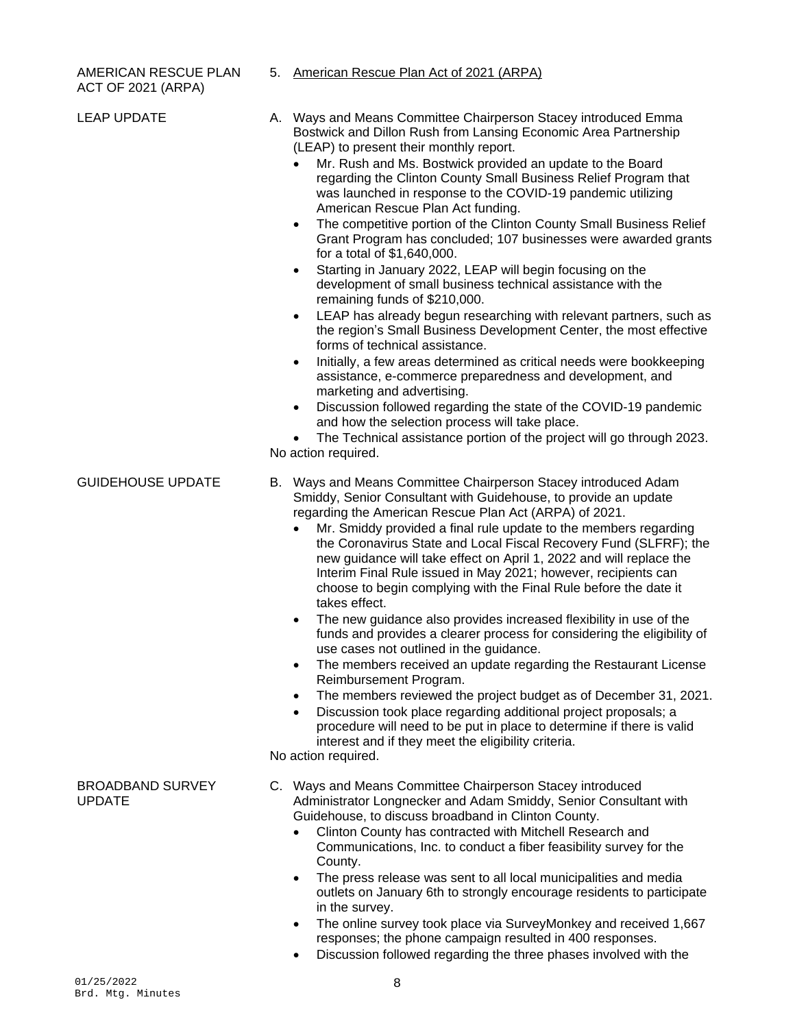**AMERICAN RESCUE PLAN ACT OF 2021 (ARPA)**

5. American Rescue Plan Act of 2021 (ARPA)

**LEAP UPDATE**

A. Ways and Means Committee Chairperson Stacey introduced Emma Bostwick and Dillon Rush from Lansing Economic Area Partnership (LEAP) to present their monthly report.
   - Mr. Rush and Ms. Bostwick provided an update to the Board regarding the Clinton County Small Business Relief Program that was launched in response to the COVID-19 pandemic utilizing American Rescue Plan Act funding.
   - The competitive portion of the Clinton County Small Business Relief Grant Program has concluded; 107 businesses were awarded grants for a total of $1,640,000.
   - Starting in January 2022, LEAP will begin focusing on the development of small business technical assistance with the remaining funds of $210,000.
   - LEAP has already begun researching with relevant partners, such as the region's Small Business Development Center, the most effective forms of technical assistance.
   - Initially, a few areas determined as critical needs were bookkeeping assistance, e-commerce preparedness and development, and marketing and advertising.
   - Discussion followed regarding the state of the COVID-19 pandemic and how the selection process will take place.
   - The Technical assistance portion of the project will go through 2023.

No action required.

**GUIDEHOUSE UPDATE**

B. Ways and Means Committee Chairperson Stacey introduced Adam Smiddy, Senior Consultant with Guidehouse, to provide an update regarding the American Rescue Plan Act (ARPA) of 2021.
   - Mr. Smiddy provided a final rule update to the members regarding the Coronavirus State and Local Fiscal Recovery Fund (SLFRF); the new guidance will take effect on April 1, 2022 and will replace the Interim Final Rule issued in May 2021; however, recipients can choose to begin complying with the Final Rule before the date it takes effect.
   - The new guidance also provides increased flexibility in use of the funds and provides a clearer process for considering the eligibility of use cases not outlined in the guidance.
   - The members received an update regarding the Restaurant License Reimbursement Program.
   - The members reviewed the project budget as of December 31, 2021.
   - Discussion took place regarding additional project proposals; a procedure will need to be put in place to determine if there is valid interest and if they meet the eligibility criteria.

No action required.

**BROADBAND SURVEY UPDATE**

C. Ways and Means Committee Chairperson Stacey introduced Administrator Longnecker and Adam Smiddy, Senior Consultant with Guidehouse, to discuss broadband in Clinton County.
   - Clinton County has contracted with Mitchell Research and Communications, Inc. to conduct a fiber feasibility survey for the County.
   - The press release was sent to all local municipalities and media outlets on January 6th to strongly encourage residents to participate in the survey.
   - The online survey took place via SurveyMonkey and received 1,667 responses; the phone campaign resulted in 400 responses.
   - Discussion followed regarding the three phases involved with the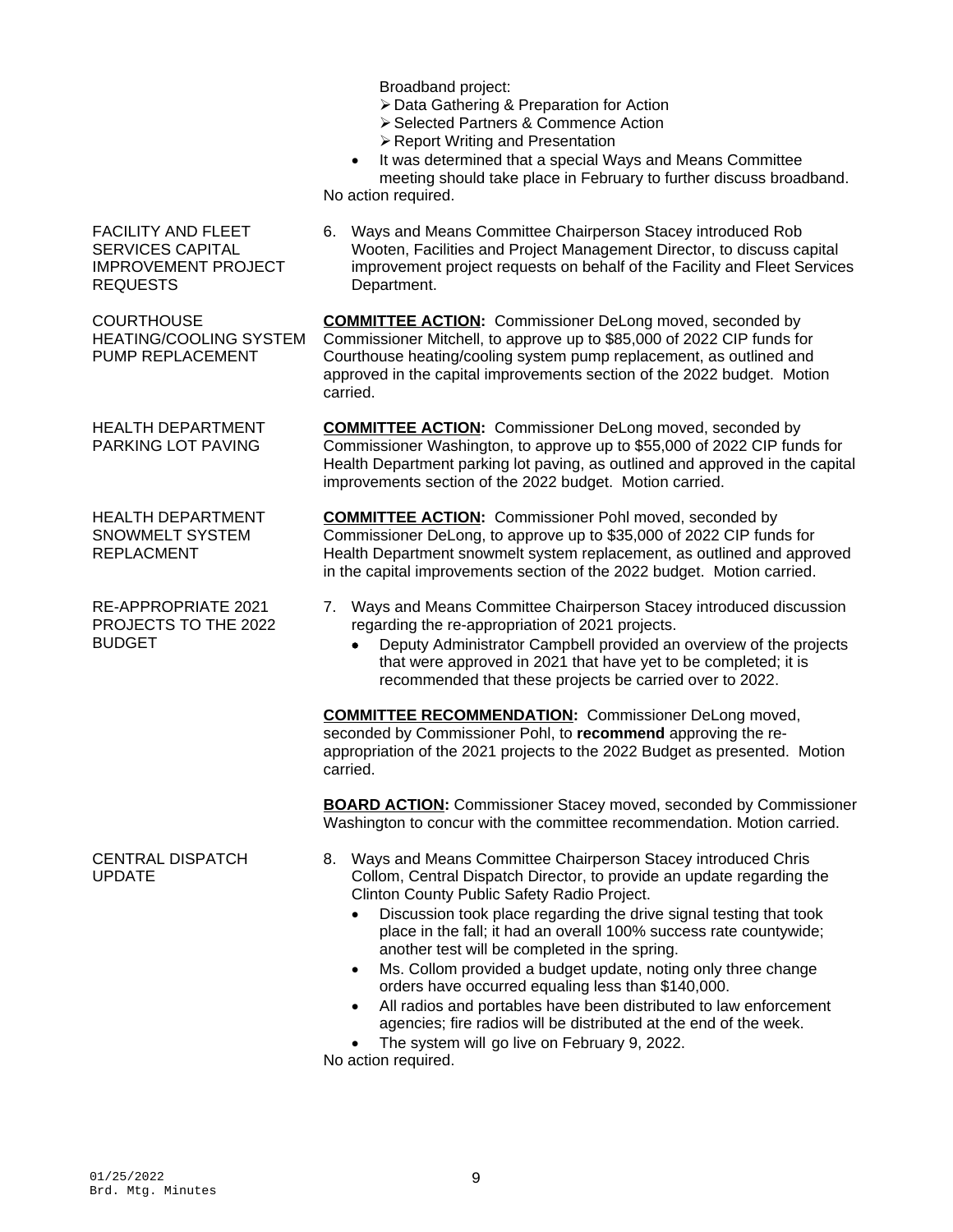Broadband project:

- Data Gathering & Preparation for Action
- Selected Partners & Commence Action
- Report Writing and Presentation

- It was determined that a special Ways and Means Committee meeting should take place in February to further discuss broadband.

No action required.

FACILITY AND FLEET SERVICES CAPITAL IMPROVEMENT PROJECT REQUESTS

6. Ways and Means Committee Chairperson Stacey introduced Rob Wooten, Facilities and Project Management Director, to discuss capital improvement project requests on behalf of the Facility and Fleet Services Department.

COURTHOUSE HEATING/COOLING SYSTEM PUMP REPLACEMENT

**COMMITTEE ACTION:** Commissioner DeLong moved, seconded by Commissioner Mitchell, to approve up to $85,000 of 2022 CIP funds for Courthouse heating/cooling system pump replacement, as outlined and approved in the capital improvements section of the 2022 budget. Motion carried.

HEALTH DEPARTMENT PARKING LOT PAVING

**COMMITTEE ACTION:** Commissioner DeLong moved, seconded by Commissioner Washington, to approve up to $55,000 of 2022 CIP funds for Health Department parking lot paving, as outlined and approved in the capital improvements section of the 2022 budget. Motion carried.

HEALTH DEPARTMENT SNOWMELT SYSTEM REPLACMENT

**COMMITTEE ACTION:** Commissioner Pohl moved, seconded by Commissioner DeLong, to approve up to $35,000 of 2022 CIP funds for Health Department snowmelt system replacement, as outlined and approved in the capital improvements section of the 2022 budget. Motion carried.

RE-APPROPRIATE 2021 PROJECTS TO THE 2022 BUDGET

7. Ways and Means Committee Chairperson Stacey introduced discussion regarding the re-appropriation of 2021 projects.
   - Deputy Administrator Campbell provided an overview of the projects that were approved in 2021 that have yet to be completed; it is recommended that these projects be carried over to 2022.

**COMMITTEE RECOMMENDATION:** Commissioner DeLong moved, seconded by Commissioner Pohl, to **recommend** approving the re-appropriation of the 2021 projects to the 2022 Budget as presented. Motion carried.

**BOARD ACTION:** Commissioner Stacey moved, seconded by Commissioner Washington to concur with the committee recommendation. Motion carried.

CENTRAL DISPATCH UPDATE

8. Ways and Means Committee Chairperson Stacey introduced Chris Collom, Central Dispatch Director, to provide an update regarding the Clinton County Public Safety Radio Project.
   - Discussion took place regarding the drive signal testing that took place in the fall; it had an overall 100% success rate countywide; another test will be completed in the spring.
   - Ms. Collom provided a budget update, noting only three change orders have occurred equaling less than $140,000.
   - All radios and portables have been distributed to law enforcement agencies; fire radios will be distributed at the end of the week.
   - The system will go live on February 9, 2022.

No action required.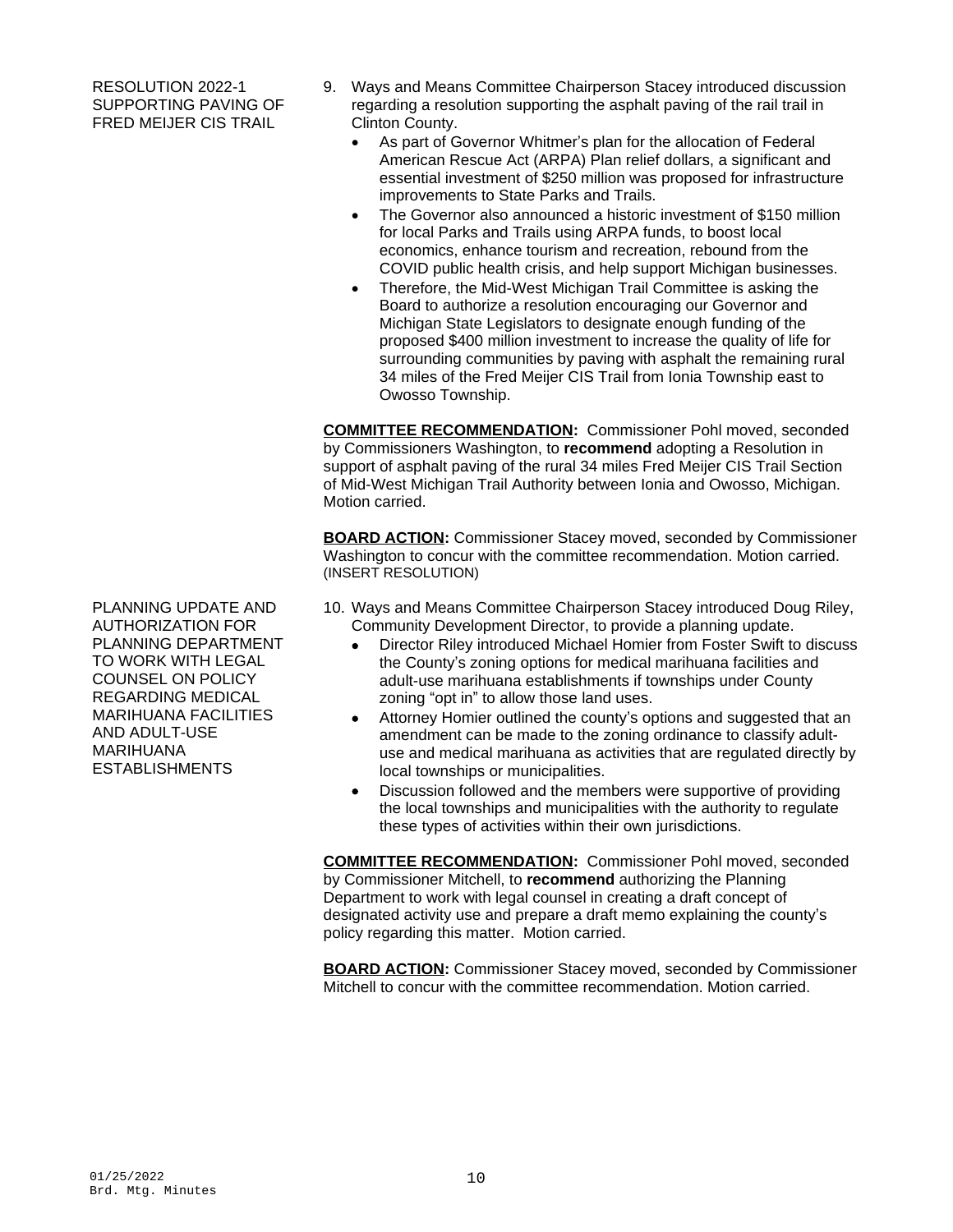RESOLUTION 2022-1 SUPPORTING PAVING OF FRED MEIJER CIS TRAIL

9. Ways and Means Committee Chairperson Stacey introduced discussion regarding a resolution supporting the asphalt paving of the rail trail in Clinton County.
   - As part of Governor Whitmer's plan for the allocation of Federal American Rescue Act (ARPA) Plan relief dollars, a significant and essential investment of $250 million was proposed for infrastructure improvements to State Parks and Trails.
   - The Governor also announced a historic investment of $150 million for local Parks and Trails using ARPA funds, to boost local economics, enhance tourism and recreation, rebound from the COVID public health crisis, and help support Michigan businesses.
   - Therefore, the Mid-West Michigan Trail Committee is asking the Board to authorize a resolution encouraging our Governor and Michigan State Legislators to designate enough funding of the proposed $400 million investment to increase the quality of life for surrounding communities by paving with asphalt the remaining rural 34 miles of the Fred Meijer CIS Trail from Ionia Township east to Owosso Township.

**COMMITTEE RECOMMENDATION:** Commissioner Pohl moved, seconded by Commissioners Washington, to **recommend** adopting a Resolution in support of asphalt paving of the rural 34 miles Fred Meijer CIS Trail Section of Mid-West Michigan Trail Authority between Ionia and Owosso, Michigan. Motion carried.

**BOARD ACTION:** Commissioner Stacey moved, seconded by Commissioner Washington to concur with the committee recommendation. Motion carried. (INSERT RESOLUTION)

PLANNING UPDATE AND AUTHORIZATION FOR PLANNING DEPARTMENT TO WORK WITH LEGAL COUNSEL ON POLICY REGARDING MEDICAL MARIHUANA FACILITIES AND ADULT-USE MARIHUANA ESTABLISHMENTS

10. Ways and Means Committee Chairperson Stacey introduced Doug Riley, Community Development Director, to provide a planning update.
   - Director Riley introduced Michael Homier from Foster Swift to discuss the County's zoning options for medical marihuana facilities and adult-use marihuana establishments if townships under County zoning "opt in" to allow those land uses.
   - Attorney Homier outlined the county's options and suggested that an amendment can be made to the zoning ordinance to classify adult-use and medical marihuana as activities that are regulated directly by local townships or municipalities.
   - Discussion followed and the members were supportive of providing the local townships and municipalities with the authority to regulate these types of activities within their own jurisdictions.

**COMMITTEE RECOMMENDATION:** Commissioner Pohl moved, seconded by Commissioner Mitchell, to **recommend** authorizing the Planning Department to work with legal counsel in creating a draft concept of designated activity use and prepare a draft memo explaining the county's policy regarding this matter. Motion carried.

**BOARD ACTION:** Commissioner Stacey moved, seconded by Commissioner Mitchell to concur with the committee recommendation. Motion carried.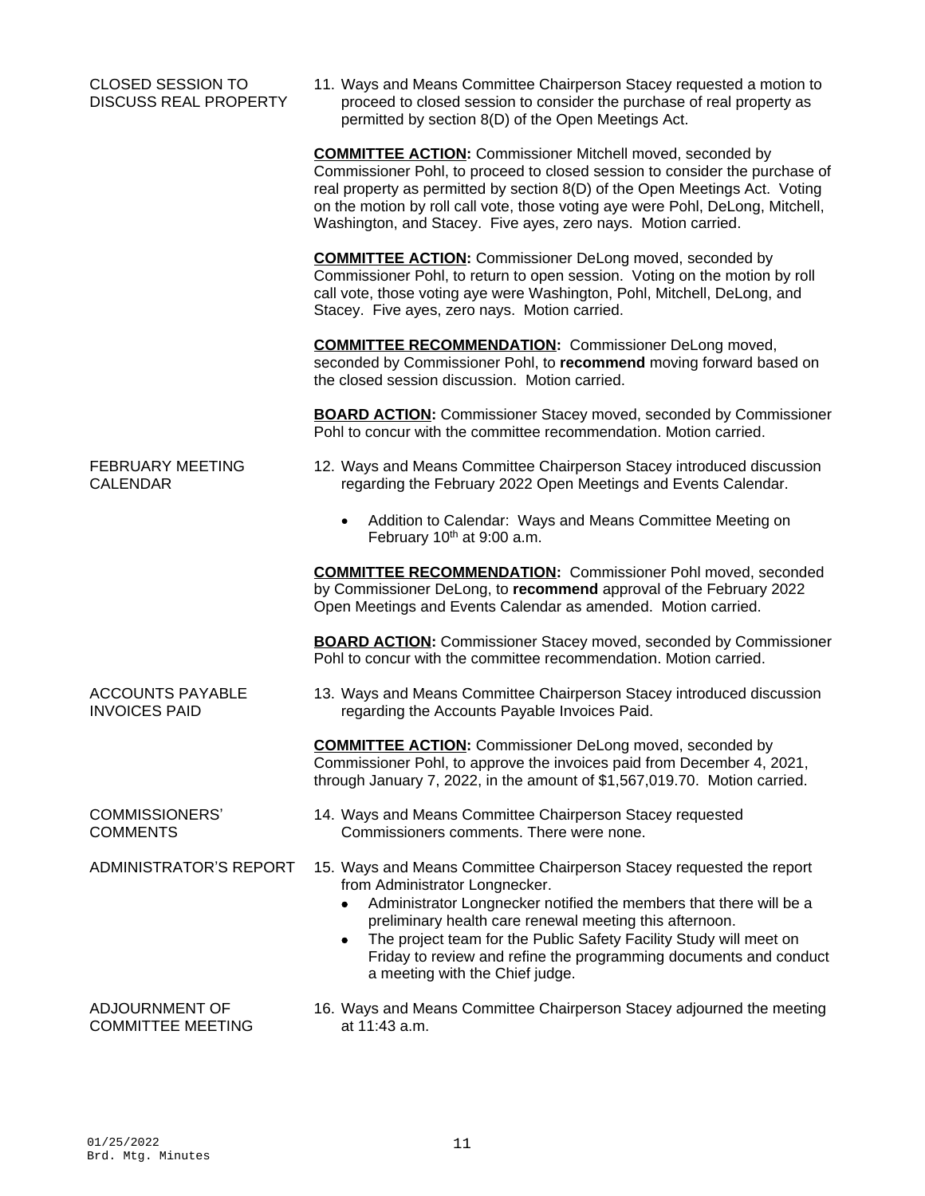**CLOSED SESSION TO DISCUSS REAL PROPERTY**

11. Ways and Means Committee Chairperson Stacey requested a motion to proceed to closed session to consider the purchase of real property as permitted by section 8(D) of the Open Meetings Act.

**COMMITTEE ACTION:** Commissioner Mitchell moved, seconded by Commissioner Pohl, to proceed to closed session to consider the purchase of real property as permitted by section 8(D) of the Open Meetings Act. Voting on the motion by roll call vote, those voting aye were Pohl, DeLong, Mitchell, Washington, and Stacey. Five ayes, zero nays. Motion carried.

**COMMITTEE ACTION:** Commissioner DeLong moved, seconded by Commissioner Pohl, to return to open session. Voting on the motion by roll call vote, those voting aye were Washington, Pohl, Mitchell, DeLong, and Stacey. Five ayes, zero nays. Motion carried.

**COMMITTEE RECOMMENDATION:** Commissioner DeLong moved, seconded by Commissioner Pohl, to **recommend** moving forward based on the closed session discussion. Motion carried.

**BOARD ACTION:** Commissioner Stacey moved, seconded by Commissioner Pohl to concur with the committee recommendation. Motion carried.

**FEBRUARY MEETING CALENDAR**

12. Ways and Means Committee Chairperson Stacey introduced discussion regarding the February 2022 Open Meetings and Events Calendar.

    - Addition to Calendar: Ways and Means Committee Meeting on February 10th at 9:00 a.m.

**COMMITTEE RECOMMENDATION:** Commissioner Pohl moved, seconded by Commissioner DeLong, to **recommend** approval of the February 2022 Open Meetings and Events Calendar as amended. Motion carried.

**BOARD ACTION:** Commissioner Stacey moved, seconded by Commissioner Pohl to concur with the committee recommendation. Motion carried.

**ACCOUNTS PAYABLE INVOICES PAID**

13. Ways and Means Committee Chairperson Stacey introduced discussion regarding the Accounts Payable Invoices Paid.

**COMMITTEE ACTION:** Commissioner DeLong moved, seconded by Commissioner Pohl, to approve the invoices paid from December 4, 2021, through January 7, 2022, in the amount of $1,567,019.70. Motion carried.

**COMMISSIONERS' COMMENTS**

14. Ways and Means Committee Chairperson Stacey requested Commissioners comments. There were none.

**ADMINISTRATOR'S REPORT**

15. Ways and Means Committee Chairperson Stacey requested the report from Administrator Longnecker.
    - Administrator Longnecker notified the members that there will be a preliminary health care renewal meeting this afternoon.
    - The project team for the Public Safety Facility Study will meet on Friday to review and refine the programming documents and conduct a meeting with the Chief judge.

**ADJOURNMENT OF COMMITTEE MEETING**

16. Ways and Means Committee Chairperson Stacey adjourned the meeting at 11:43 a.m.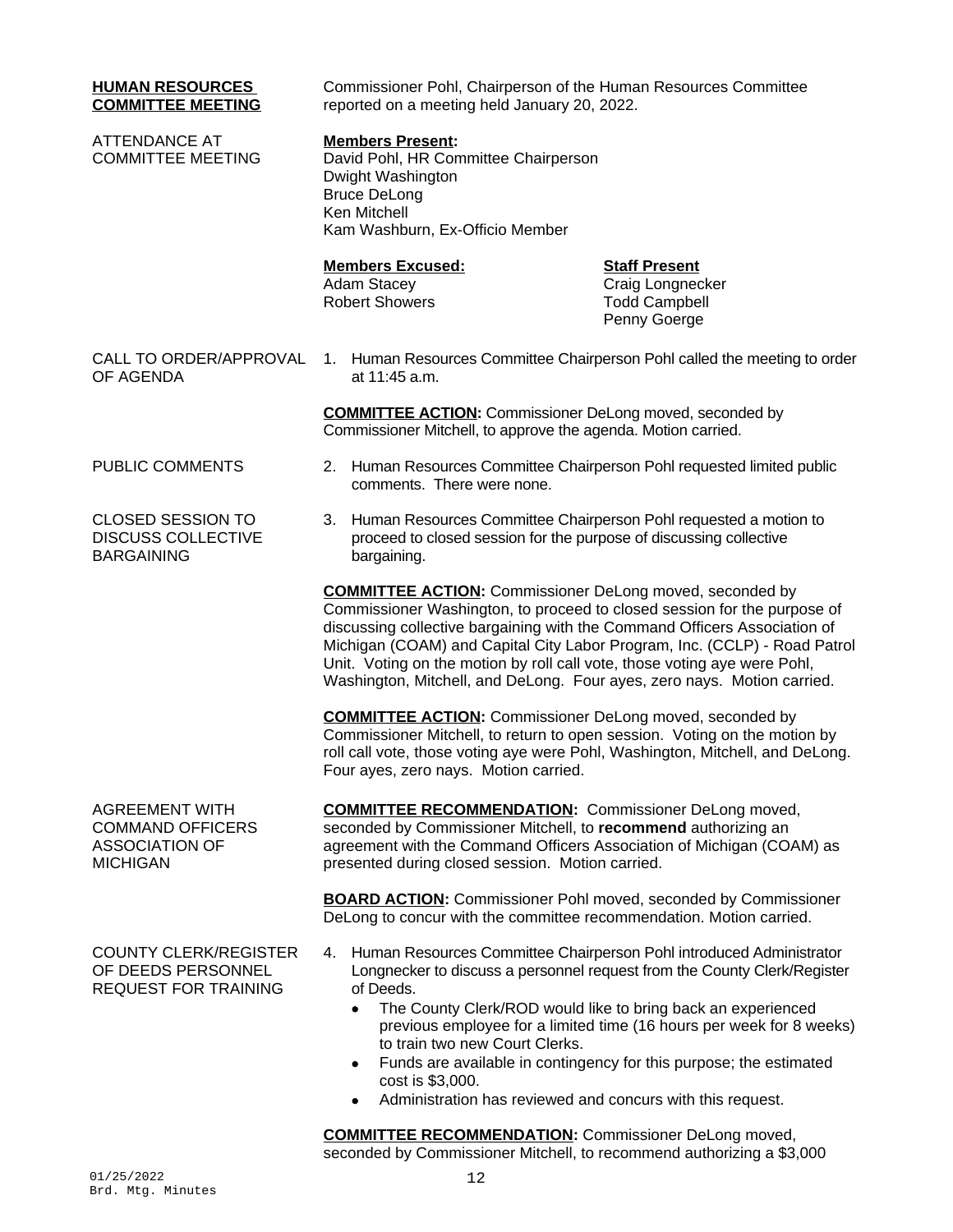**HUMAN RESOURCES COMMITTEE MEETING**

Commissioner Pohl, Chairperson of the Human Resources Committee reported on a meeting held January 20, 2022.

ATTENDANCE AT COMMITTEE MEETING

**Members Present:**
David Pohl, HR Committee Chairperson
Dwight Washington
Bruce DeLong
Ken Mitchell
Kam Washburn, Ex-Officio Member

**Members Excused:**
Adam Stacey
Robert Showers

**Staff Present**
Craig Longnecker
Todd Campbell
Penny Goerge

CALL TO ORDER/APPROVAL OF AGENDA

1. Human Resources Committee Chairperson Pohl called the meeting to order at 11:45 a.m.

**COMMITTEE ACTION:** Commissioner DeLong moved, seconded by Commissioner Mitchell, to approve the agenda. Motion carried.

PUBLIC COMMENTS

2. Human Resources Committee Chairperson Pohl requested limited public comments. There were none.

CLOSED SESSION TO DISCUSS COLLECTIVE BARGAINING

3. Human Resources Committee Chairperson Pohl requested a motion to proceed to closed session for the purpose of discussing collective bargaining.

**COMMITTEE ACTION:** Commissioner DeLong moved, seconded by Commissioner Washington, to proceed to closed session for the purpose of discussing collective bargaining with the Command Officers Association of Michigan (COAM) and Capital City Labor Program, Inc. (CCLP) - Road Patrol Unit. Voting on the motion by roll call vote, those voting aye were Pohl, Washington, Mitchell, and DeLong. Four ayes, zero nays. Motion carried.

**COMMITTEE ACTION:** Commissioner DeLong moved, seconded by Commissioner Mitchell, to return to open session. Voting on the motion by roll call vote, those voting aye were Pohl, Washington, Mitchell, and DeLong. Four ayes, zero nays. Motion carried.

AGREEMENT WITH COMMAND OFFICERS ASSOCIATION OF MICHIGAN

**COMMITTEE RECOMMENDATION:** Commissioner DeLong moved, seconded by Commissioner Mitchell, to **recommend** authorizing an agreement with the Command Officers Association of Michigan (COAM) as presented during closed session. Motion carried.

**BOARD ACTION:** Commissioner Pohl moved, seconded by Commissioner DeLong to concur with the committee recommendation. Motion carried.

COUNTY CLERK/REGISTER OF DEEDS PERSONNEL REQUEST FOR TRAINING

4. Human Resources Committee Chairperson Pohl introduced Administrator Longnecker to discuss a personnel request from the County Clerk/Register of Deeds.
   - The County Clerk/ROD would like to bring back an experienced previous employee for a limited time (16 hours per week for 8 weeks) to train two new Court Clerks.
   - Funds are available in contingency for this purpose; the estimated cost is $3,000.
   - Administration has reviewed and concurs with this request.

**COMMITTEE RECOMMENDATION:** Commissioner DeLong moved, seconded by Commissioner Mitchell, to recommend authorizing a $3,000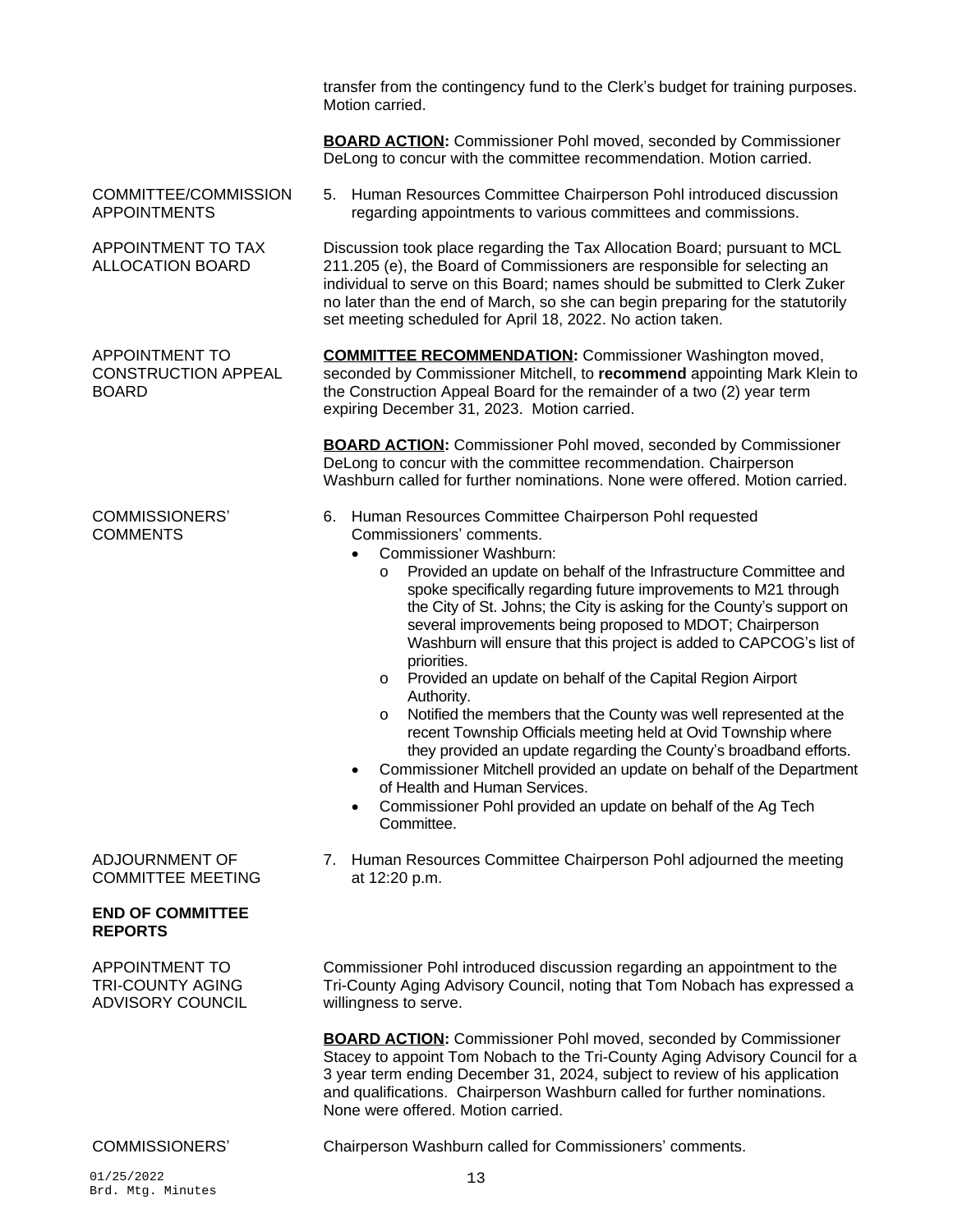transfer from the contingency fund to the Clerk's budget for training purposes. Motion carried.

**BOARD ACTION:** Commissioner Pohl moved, seconded by Commissioner DeLong to concur with the committee recommendation. Motion carried.

COMMITTEE/COMMISSION APPOINTMENTS

5. Human Resources Committee Chairperson Pohl introduced discussion regarding appointments to various committees and commissions.

APPOINTMENT TO TAX ALLOCATION BOARD

Discussion took place regarding the Tax Allocation Board; pursuant to MCL 211.205 (e), the Board of Commissioners are responsible for selecting an individual to serve on this Board; names should be submitted to Clerk Zuker no later than the end of March, so she can begin preparing for the statutorily set meeting scheduled for April 18, 2022. No action taken.

APPOINTMENT TO CONSTRUCTION APPEAL BOARD

**COMMITTEE RECOMMENDATION:** Commissioner Washington moved, seconded by Commissioner Mitchell, to **recommend** appointing Mark Klein to the Construction Appeal Board for the remainder of a two (2) year term expiring December 31, 2023. Motion carried.

**BOARD ACTION:** Commissioner Pohl moved, seconded by Commissioner DeLong to concur with the committee recommendation. Chairperson Washburn called for further nominations. None were offered. Motion carried.

COMMISSIONERS' COMMENTS

6. Human Resources Committee Chairperson Pohl requested Commissioners' comments.
   - Commissioner Washburn:
     - Provided an update on behalf of the Infrastructure Committee and spoke specifically regarding future improvements to M21 through the City of St. Johns; the City is asking for the County's support on several improvements being proposed to MDOT; Chairperson Washburn will ensure that this project is added to CAPCOG's list of priorities.
     - Provided an update on behalf of the Capital Region Airport Authority.
     - Notified the members that the County was well represented at the recent Township Officials meeting held at Ovid Township where they provided an update regarding the County's broadband efforts.
   - Commissioner Mitchell provided an update on behalf of the Department of Health and Human Services.
   - Commissioner Pohl provided an update on behalf of the Ag Tech Committee.

ADJOURNMENT OF COMMITTEE MEETING

7. Human Resources Committee Chairperson Pohl adjourned the meeting at 12:20 p.m.

**END OF COMMITTEE REPORTS**

APPOINTMENT TO TRI-COUNTY AGING ADVISORY COUNCIL

Commissioner Pohl introduced discussion regarding an appointment to the Tri-County Aging Advisory Council, noting that Tom Nobach has expressed a willingness to serve.

**BOARD ACTION:** Commissioner Pohl moved, seconded by Commissioner Stacey to appoint Tom Nobach to the Tri-County Aging Advisory Council for a 3 year term ending December 31, 2024, subject to review of his application and qualifications. Chairperson Washburn called for further nominations. None were offered. Motion carried.

COMMISSIONERS'

Chairperson Washburn called for Commissioners' comments.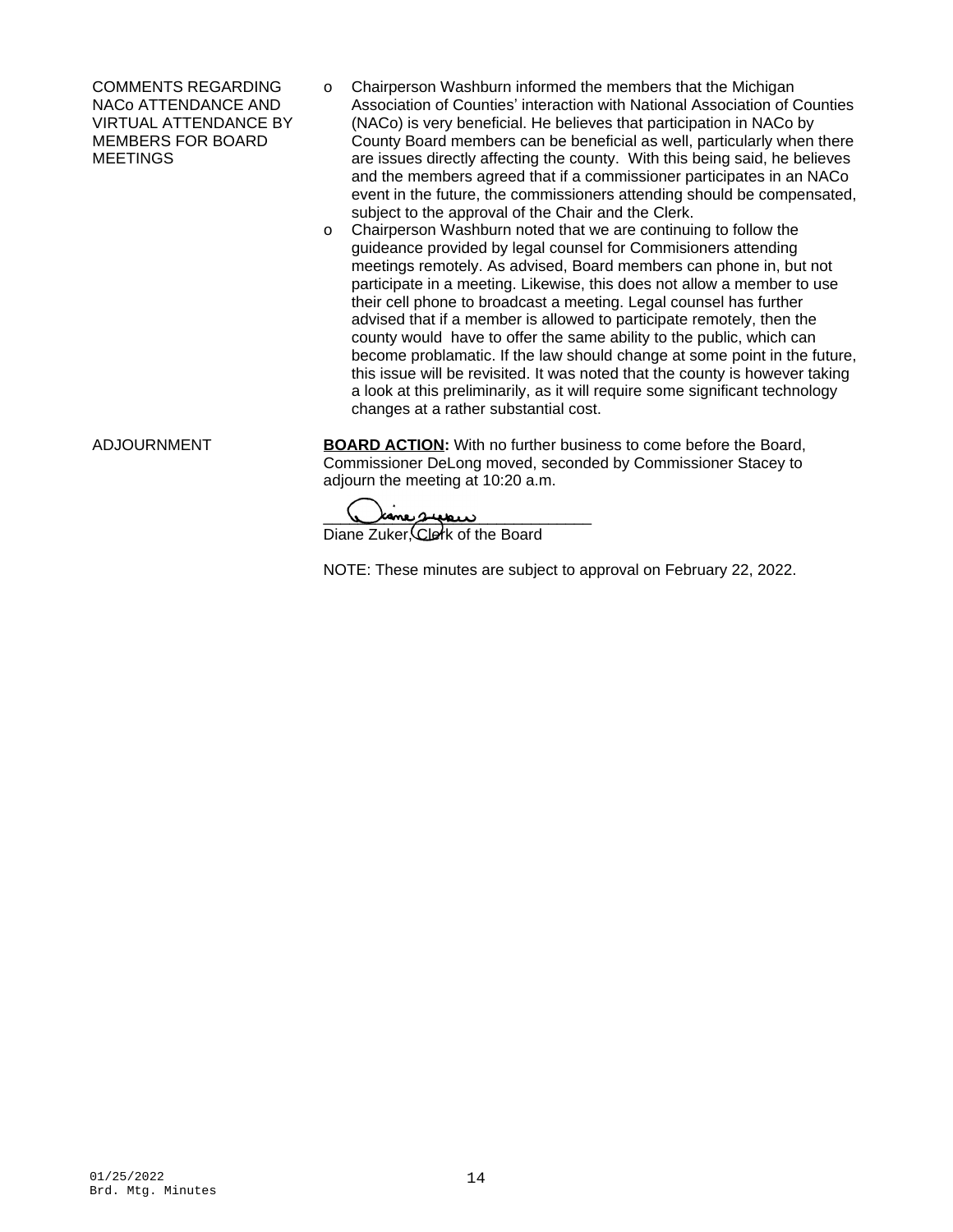COMMENTS REGARDING NACo ATTENDANCE AND VIRTUAL ATTENDANCE BY MEMBERS FOR BOARD MEETINGS

- Chairperson Washburn informed the members that the Michigan Association of Counties' interaction with National Association of Counties (NACo) is very beneficial. He believes that participation in NACo by County Board members can be beneficial as well, particularly when there are issues directly affecting the county. With this being said, he believes and the members agreed that if a commissioner participates in an NACo event in the future, the commissioners attending should be compensated, subject to the approval of the Chair and the Clerk.
- Chairperson Washburn noted that we are continuing to follow the guideance provided by legal counsel for Commisioners attending meetings remotely. As advised, Board members can phone in, but not participate in a meeting. Likewise, this does not allow a member to use their cell phone to broadcast a meeting. Legal counsel has further advised that if a member is allowed to participate remotely, then the county would have to offer the same ability to the public, which can become problamatic. If the law should change at some point in the future, this issue will be revisited. It was noted that the county is however taking a look at this preliminarily, as it will require some significant technology changes at a rather substantial cost.

ADJOURNMENT

**BOARD ACTION:** With no further business to come before the Board, Commissioner DeLong moved, seconded by Commissioner Stacey to adjourn the meeting at 10:20 a.m.

\_\_\_\_\_\_\_\_\_\_\_\_\_\_\_\_\_\_\_\_\_\_\_\_\_\_\_\_\_\_\_\_
Diane Zuker, Clerk of the Board

NOTE: These minutes are subject to approval on February 22, 2022.